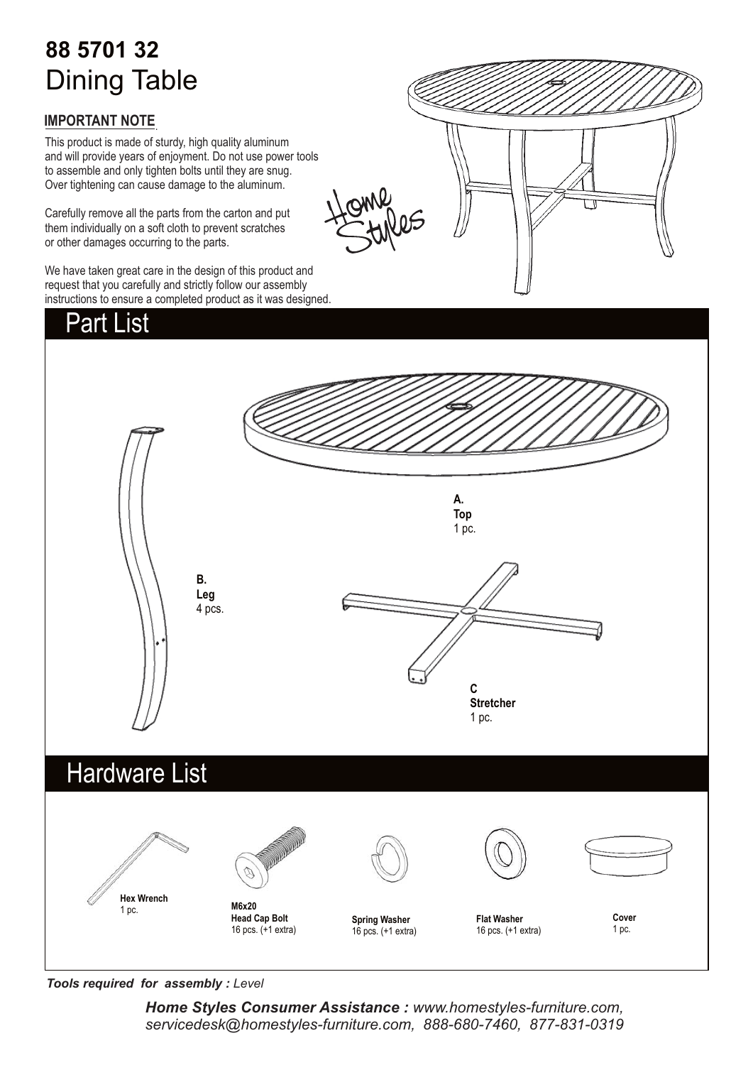# **88 5701 32**
# Dining Table

**IMPORTANT NOTE**

This product is made of sturdy, high quality aluminum and will provide years of enjoyment. Do not use power tools to assemble and only tighten bolts until they are snug. Over tightening can cause damage to the aluminum.

Carefully remove all the parts from the carton and put them individually on a soft cloth to prevent scratches or other damages occurring to the parts.

We have taken great care in the design of this product and request that you carefully and strictly follow our assembly instructions to ensure a completed product as it was designed.

Home Styles

## Part List

**A.**
**Top**
1 pc.

**B.**
**Leg**
4 pcs.

**C**
**Stretcher**
1 pc.

## Hardware List

**Hex Wrench**
1 pc.

**M6x20**
**Head Cap Bolt**
16 pcs. (+1 extra)

**Spring Washer**
16 pcs. (+1 extra)

**Flat Washer**
16 pcs. (+1 extra)

**Cover**
1 pc.

***Tools required for assembly :*** *Level*

***Home Styles Consumer Assistance :*** *www.homestyles-furniture.com, servicedesk@homestyles-furniture.com, 888-680-7460, 877-831-0319*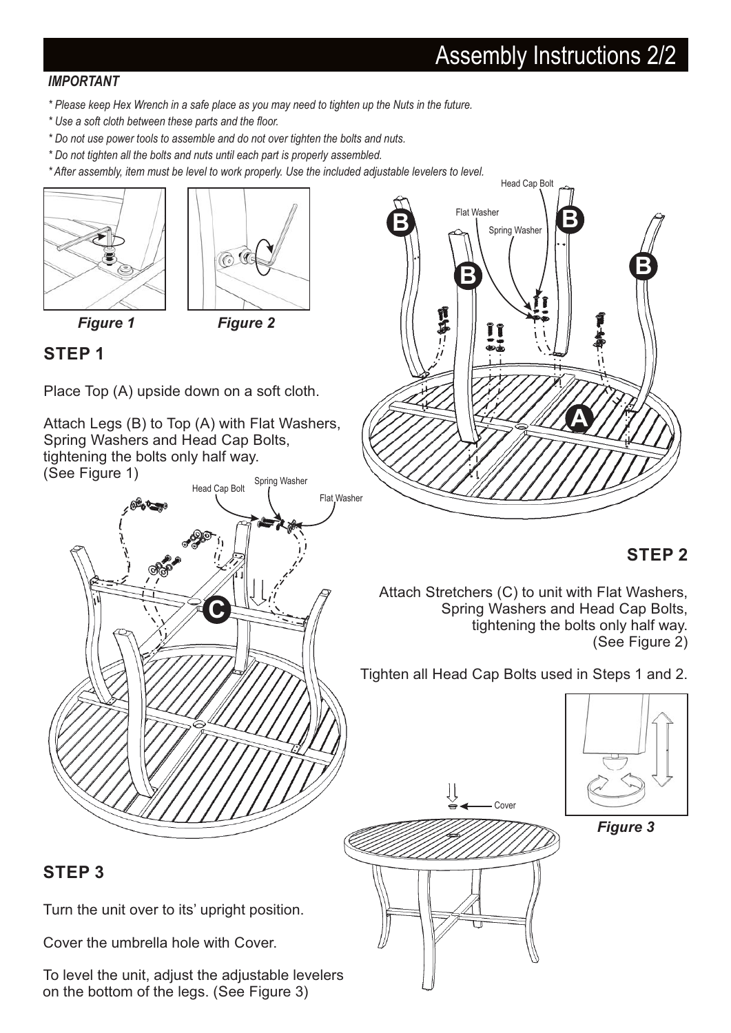# Assembly Instructions 2/2

***IMPORTANT***

*\* Please keep Hex Wrench in a safe place as you may need to tighten up the Nuts in the future.*

*\* Use a soft cloth between these parts and the floor.*

*\* Do not use power tools to assemble and do not over tighten the bolts and nuts.*

*\* Do not tighten all the bolts and nuts until each part is properly assembled.*

*\* After assembly, item must be level to work properly. Use the included adjustable levelers to level.*

***Figure 1***

***Figure 2***

Head Cap Bolt

Flat Washer

Spring Washer

B

A

## STEP 1

Place Top (A) upside down on a soft cloth.

Attach Legs (B) to Top (A) with Flat Washers, Spring Washers and Head Cap Bolts, tightening the bolts only half way. (See Figure 1)

Head Cap Bolt

Spring Washer

Flat Washer

C

## STEP 2

Attach Stretchers (C) to unit with Flat Washers, Spring Washers and Head Cap Bolts, tightening the bolts only half way. (See Figure 2)

Tighten all Head Cap Bolts used in Steps 1 and 2.

Cover

***Figure 3***

## STEP 3

Turn the unit over to its' upright position.

Cover the umbrella hole with Cover.

To level the unit, adjust the adjustable levelers on the bottom of the legs. (See Figure 3)